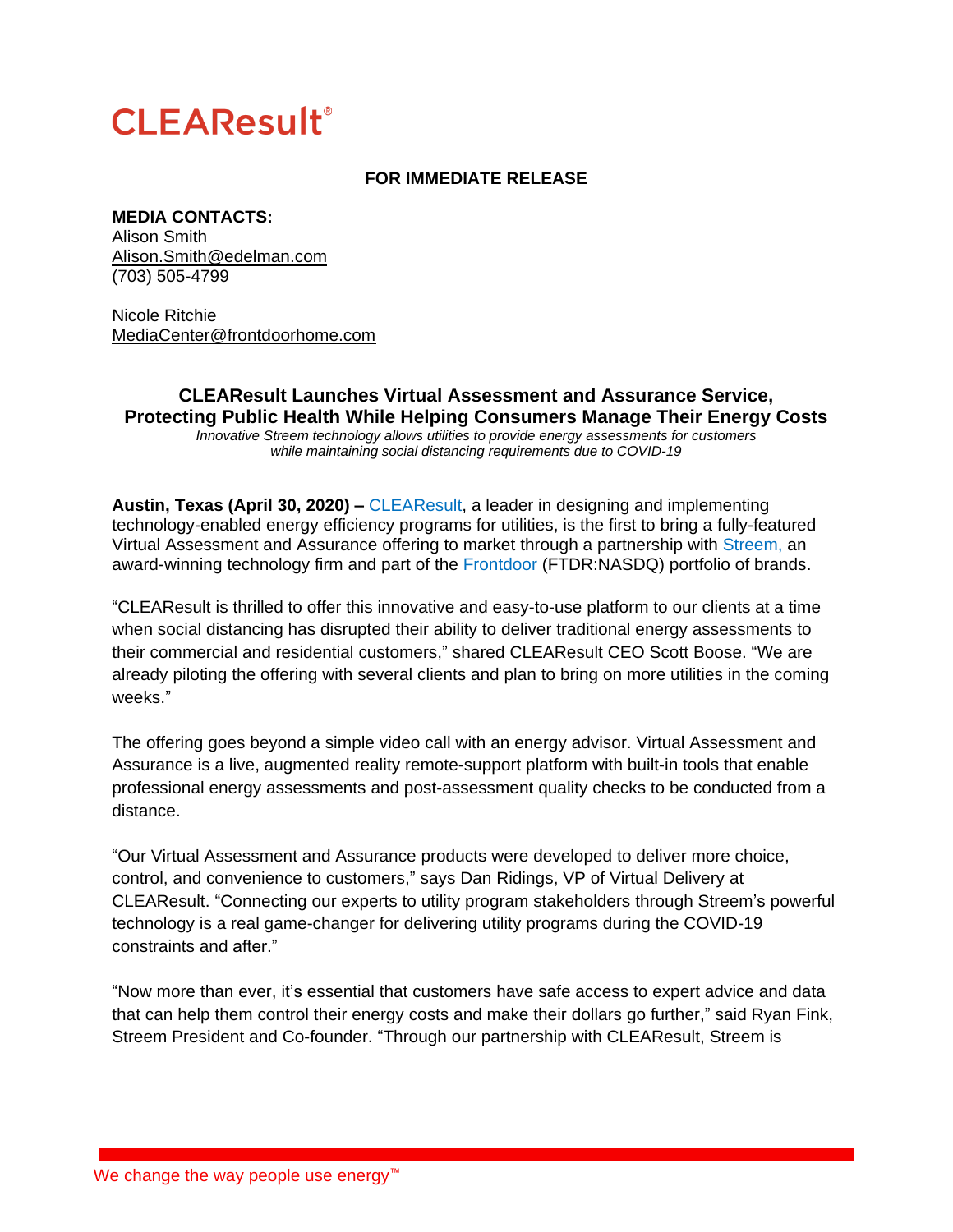# CLEAResult®

**FOR IMMEDIATE RELEASE**

**MEDIA CONTACTS:**
Alison Smith
Alison.Smith@edelman.com
(703) 505-4799

Nicole Ritchie
MediaCenter@frontdoorhome.com

## CLEAResult Launches Virtual Assessment and Assurance Service, Protecting Public Health While Helping Consumers Manage Their Energy Costs

*Innovative Streem technology allows utilities to provide energy assessments for customers while maintaining social distancing requirements due to COVID-19*

**Austin, Texas (April 30, 2020) –** CLEAResult, a leader in designing and implementing technology-enabled energy efficiency programs for utilities, is the first to bring a fully-featured Virtual Assessment and Assurance offering to market through a partnership with Streem, an award-winning technology firm and part of the Frontdoor (FTDR:NASDQ) portfolio of brands.

"CLEAResult is thrilled to offer this innovative and easy-to-use platform to our clients at a time when social distancing has disrupted their ability to deliver traditional energy assessments to their commercial and residential customers," shared CLEAResult CEO Scott Boose. "We are already piloting the offering with several clients and plan to bring on more utilities in the coming weeks."

The offering goes beyond a simple video call with an energy advisor. Virtual Assessment and Assurance is a live, augmented reality remote-support platform with built-in tools that enable professional energy assessments and post-assessment quality checks to be conducted from a distance.

"Our Virtual Assessment and Assurance products were developed to deliver more choice, control, and convenience to customers," says Dan Ridings, VP of Virtual Delivery at CLEAResult. "Connecting our experts to utility program stakeholders through Streem's powerful technology is a real game-changer for delivering utility programs during the COVID-19 constraints and after."

"Now more than ever, it's essential that customers have safe access to expert advice and data that can help them control their energy costs and make their dollars go further," said Ryan Fink, Streem President and Co-founder. "Through our partnership with CLEAResult, Streem is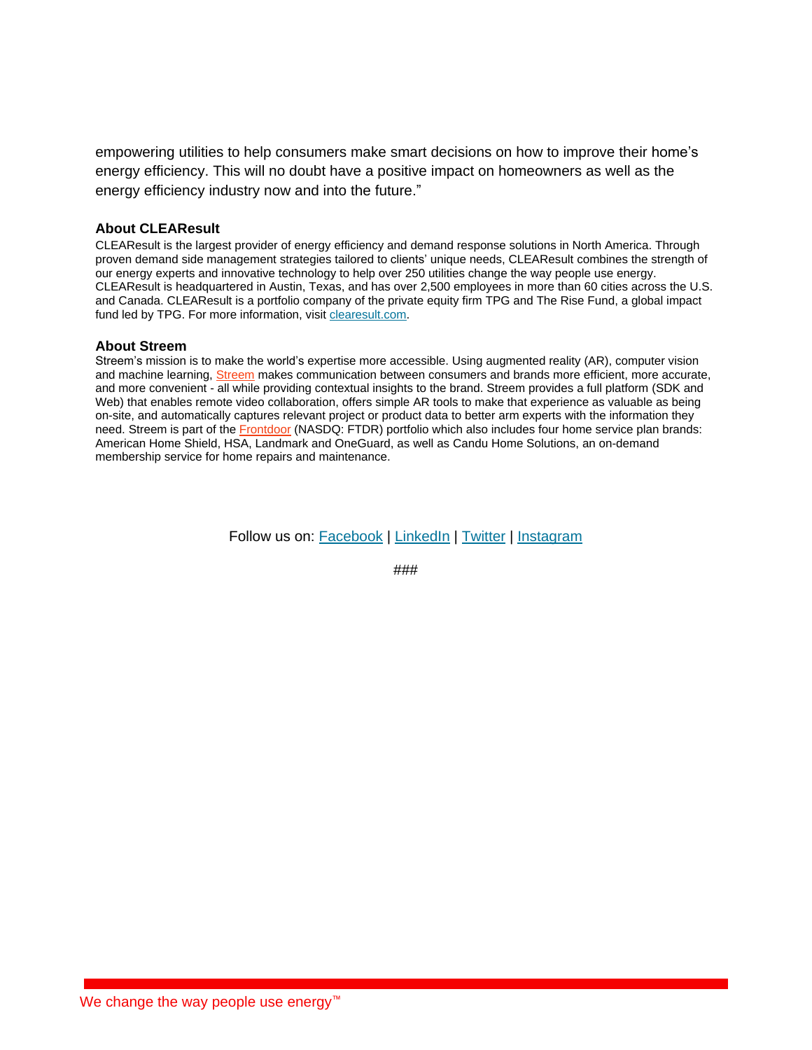empowering utilities to help consumers make smart decisions on how to improve their home's energy efficiency. This will no doubt have a positive impact on homeowners as well as the energy efficiency industry now and into the future."

**About CLEAResult**

CLEAResult is the largest provider of energy efficiency and demand response solutions in North America. Through proven demand side management strategies tailored to clients' unique needs, CLEAResult combines the strength of our energy experts and innovative technology to help over 250 utilities change the way people use energy. CLEAResult is headquartered in Austin, Texas, and has over 2,500 employees in more than 60 cities across the U.S. and Canada. CLEAResult is a portfolio company of the private equity firm TPG and The Rise Fund, a global impact fund led by TPG. For more information, visit clearesult.com.

**About Streem**

Streem's mission is to make the world's expertise more accessible. Using augmented reality (AR), computer vision and machine learning, Streem makes communication between consumers and brands more efficient, more accurate, and more convenient - all while providing contextual insights to the brand. Streem provides a full platform (SDK and Web) that enables remote video collaboration, offers simple AR tools to make that experience as valuable as being on-site, and automatically captures relevant project or product data to better arm experts with the information they need. Streem is part of the Frontdoor (NASDQ: FTDR) portfolio which also includes four home service plan brands: American Home Shield, HSA, Landmark and OneGuard, as well as Candu Home Solutions, an on-demand membership service for home repairs and maintenance.

Follow us on: Facebook | LinkedIn | Twitter | Instagram

###

We change the way people use energy™